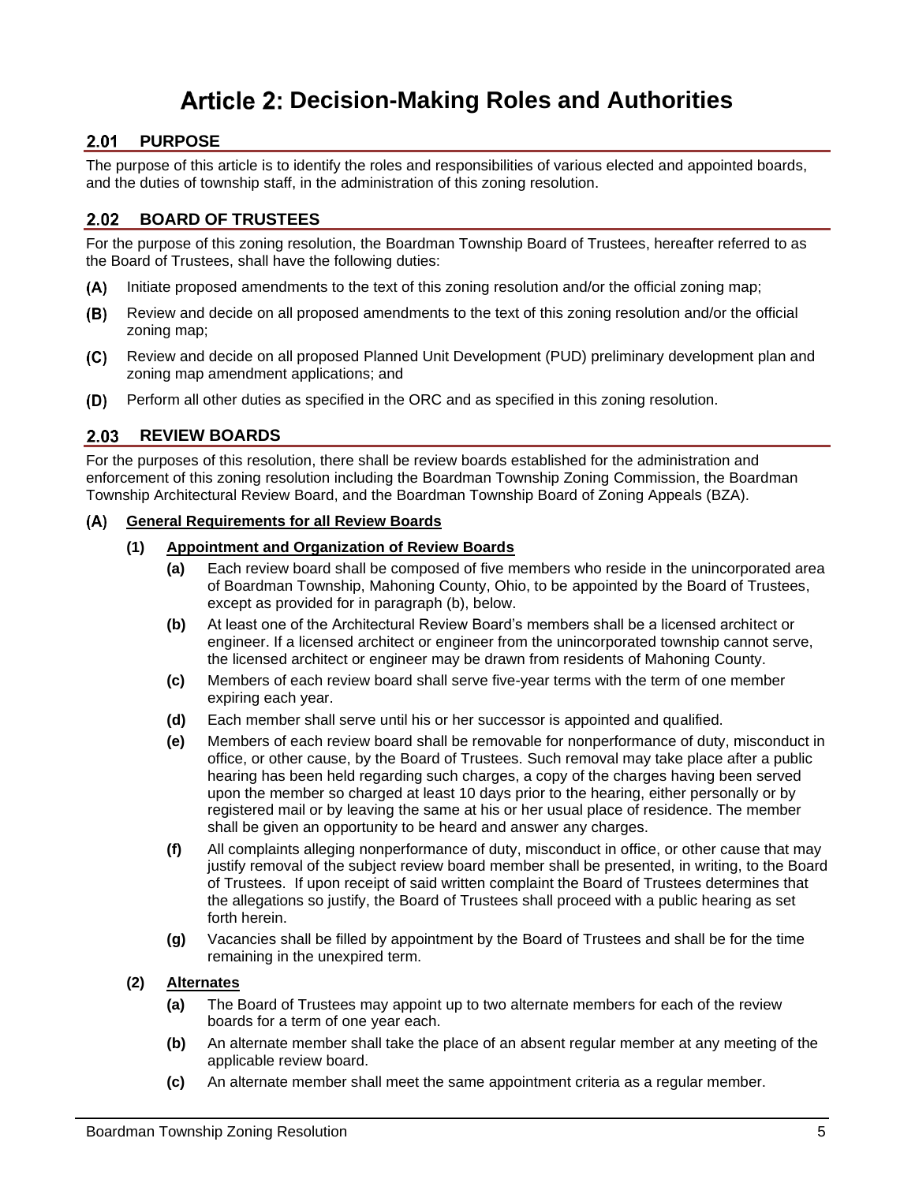# Article 2: Decision-Making Roles and Authorities

## 2.01 PURPOSE

The purpose of this article is to identify the roles and responsibilities of various elected and appointed boards, and the duties of township staff, in the administration of this zoning resolution.

## 2.02 BOARD OF TRUSTEES

For the purpose of this zoning resolution, the Boardman Township Board of Trustees, hereafter referred to as the Board of Trustees, shall have the following duties:

**(A)** Initiate proposed amendments to the text of this zoning resolution and/or the official zoning map;

**(B)** Review and decide on all proposed amendments to the text of this zoning resolution and/or the official zoning map;

**(C)** Review and decide on all proposed Planned Unit Development (PUD) preliminary development plan and zoning map amendment applications; and

**(D)** Perform all other duties as specified in the ORC and as specified in this zoning resolution.

## 2.03 REVIEW BOARDS

For the purposes of this resolution, there shall be review boards established for the administration and enforcement of this zoning resolution including the Boardman Township Zoning Commission, the Boardman Township Architectural Review Board, and the Boardman Township Board of Zoning Appeals (BZA).

### (A) General Requirements for all Review Boards

#### (1) Appointment and Organization of Review Boards

**(a)** Each review board shall be composed of five members who reside in the unincorporated area of Boardman Township, Mahoning County, Ohio, to be appointed by the Board of Trustees, except as provided for in paragraph (b), below.

**(b)** At least one of the Architectural Review Board's members shall be a licensed architect or engineer. If a licensed architect or engineer from the unincorporated township cannot serve, the licensed architect or engineer may be drawn from residents of Mahoning County.

**(c)** Members of each review board shall serve five-year terms with the term of one member expiring each year.

**(d)** Each member shall serve until his or her successor is appointed and qualified.

**(e)** Members of each review board shall be removable for nonperformance of duty, misconduct in office, or other cause, by the Board of Trustees. Such removal may take place after a public hearing has been held regarding such charges, a copy of the charges having been served upon the member so charged at least 10 days prior to the hearing, either personally or by registered mail or by leaving the same at his or her usual place of residence. The member shall be given an opportunity to be heard and answer any charges.

**(f)** All complaints alleging nonperformance of duty, misconduct in office, or other cause that may justify removal of the subject review board member shall be presented, in writing, to the Board of Trustees. If upon receipt of said written complaint the Board of Trustees determines that the allegations so justify, the Board of Trustees shall proceed with a public hearing as set forth herein.

**(g)** Vacancies shall be filled by appointment by the Board of Trustees and shall be for the time remaining in the unexpired term.

#### (2) Alternates

**(a)** The Board of Trustees may appoint up to two alternate members for each of the review boards for a term of one year each.

**(b)** An alternate member shall take the place of an absent regular member at any meeting of the applicable review board.

**(c)** An alternate member shall meet the same appointment criteria as a regular member.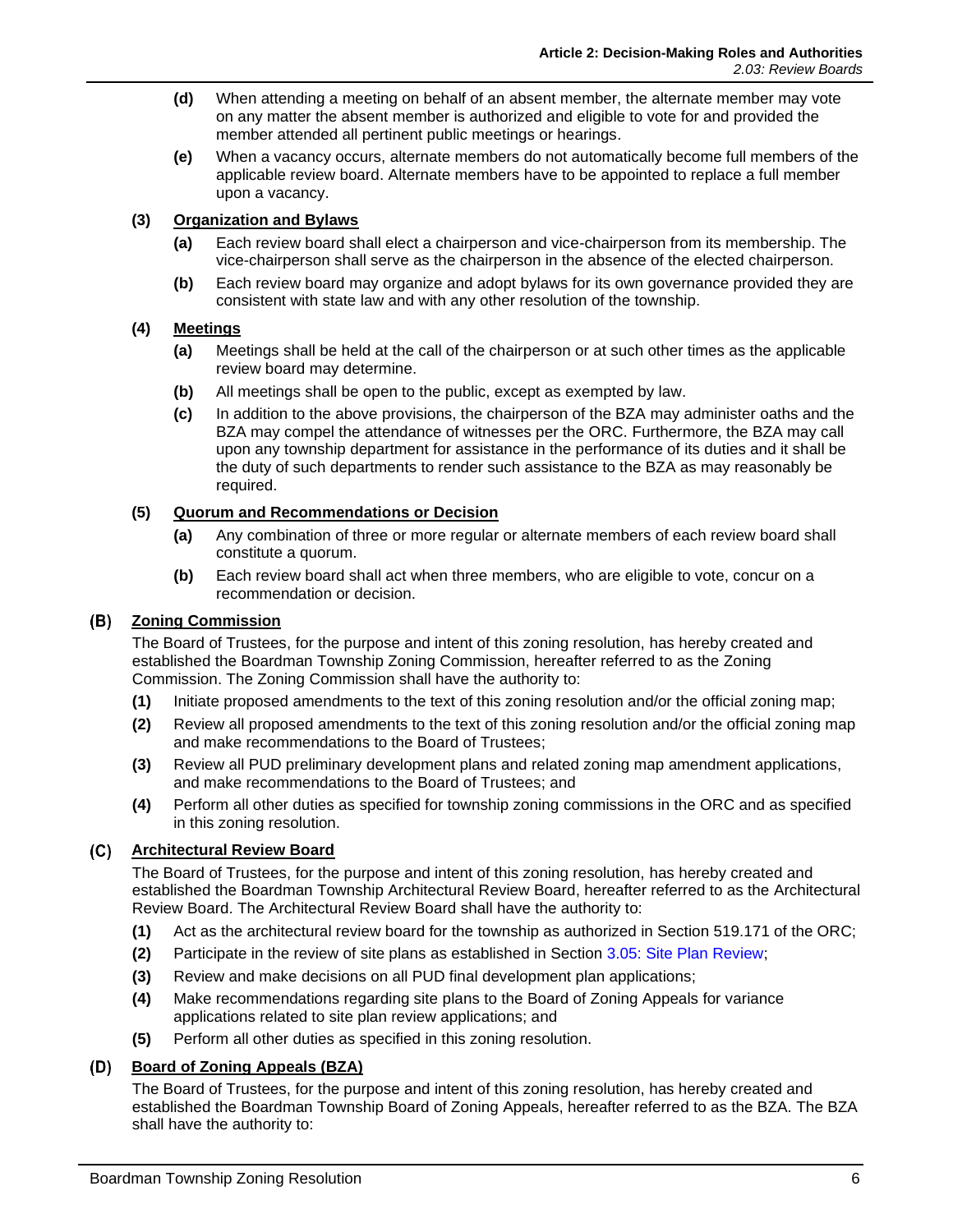**(d)** When attending a meeting on behalf of an absent member, the alternate member may vote on any matter the absent member is authorized and eligible to vote for and provided the member attended all pertinent public meetings or hearings.

**(e)** When a vacancy occurs, alternate members do not automatically become full members of the applicable review board. Alternate members have to be appointed to replace a full member upon a vacancy.

**(3) Organization and Bylaws**

**(a)** Each review board shall elect a chairperson and vice-chairperson from its membership. The vice-chairperson shall serve as the chairperson in the absence of the elected chairperson.

**(b)** Each review board may organize and adopt bylaws for its own governance provided they are consistent with state law and with any other resolution of the township.

**(4) Meetings**

**(a)** Meetings shall be held at the call of the chairperson or at such other times as the applicable review board may determine.

**(b)** All meetings shall be open to the public, except as exempted by law.

**(c)** In addition to the above provisions, the chairperson of the BZA may administer oaths and the BZA may compel the attendance of witnesses per the ORC. Furthermore, the BZA may call upon any township department for assistance in the performance of its duties and it shall be the duty of such departments to render such assistance to the BZA as may reasonably be required.

**(5) Quorum and Recommendations or Decision**

**(a)** Any combination of three or more regular or alternate members of each review board shall constitute a quorum.

**(b)** Each review board shall act when three members, who are eligible to vote, concur on a recommendation or decision.

## (B) Zoning Commission

The Board of Trustees, for the purpose and intent of this zoning resolution, has hereby created and established the Boardman Township Zoning Commission, hereafter referred to as the Zoning Commission. The Zoning Commission shall have the authority to:

**(1)** Initiate proposed amendments to the text of this zoning resolution and/or the official zoning map;

**(2)** Review all proposed amendments to the text of this zoning resolution and/or the official zoning map and make recommendations to the Board of Trustees;

**(3)** Review all PUD preliminary development plans and related zoning map amendment applications, and make recommendations to the Board of Trustees; and

**(4)** Perform all other duties as specified for township zoning commissions in the ORC and as specified in this zoning resolution.

## (C) Architectural Review Board

The Board of Trustees, for the purpose and intent of this zoning resolution, has hereby created and established the Boardman Township Architectural Review Board, hereafter referred to as the Architectural Review Board. The Architectural Review Board shall have the authority to:

**(1)** Act as the architectural review board for the township as authorized in Section 519.171 of the ORC;

**(2)** Participate in the review of site plans as established in Section 3.05: Site Plan Review;

**(3)** Review and make decisions on all PUD final development plan applications;

**(4)** Make recommendations regarding site plans to the Board of Zoning Appeals for variance applications related to site plan review applications; and

**(5)** Perform all other duties as specified in this zoning resolution.

## (D) Board of Zoning Appeals (BZA)

The Board of Trustees, for the purpose and intent of this zoning resolution, has hereby created and established the Boardman Township Board of Zoning Appeals, hereafter referred to as the BZA. The BZA shall have the authority to: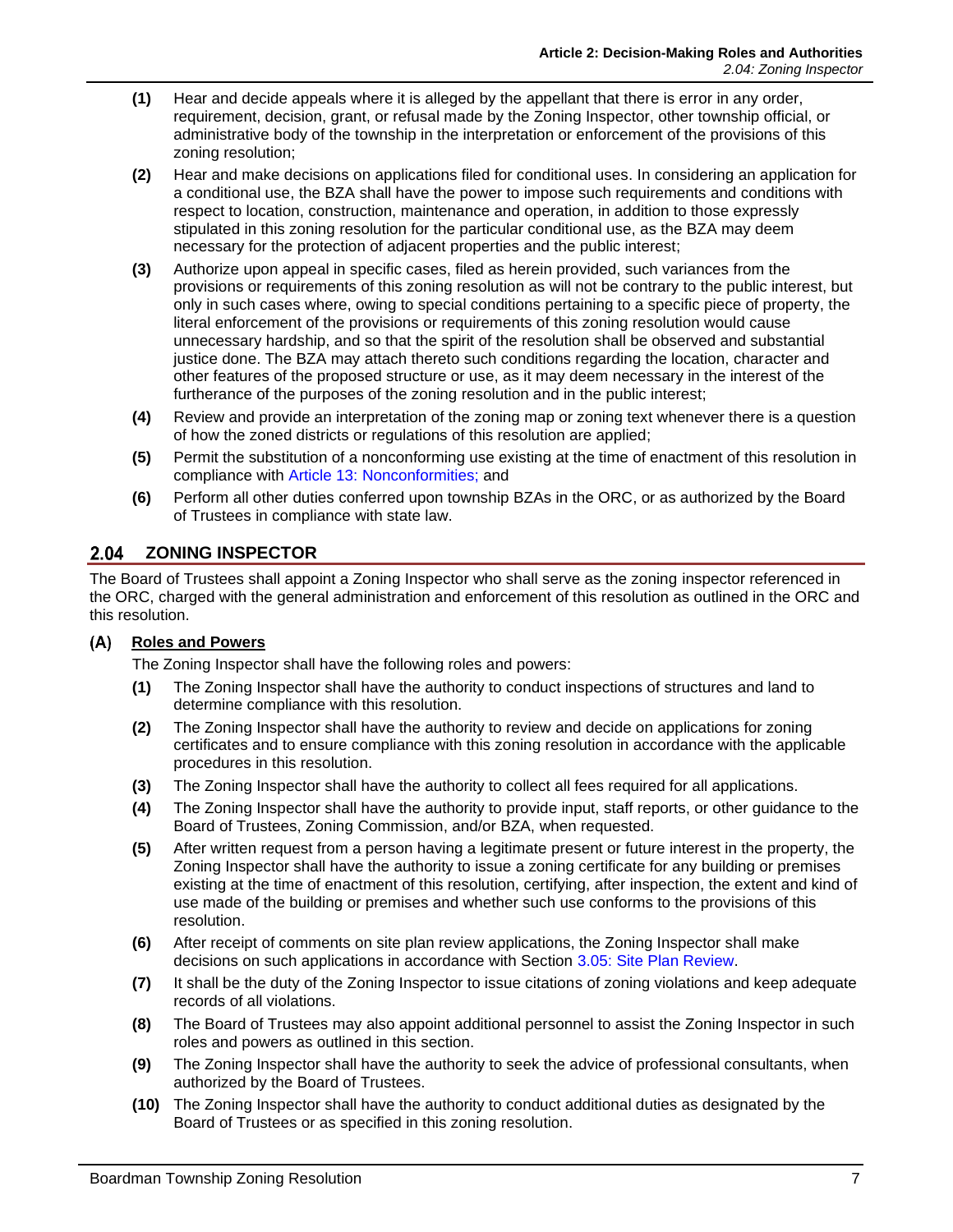**(1)** Hear and decide appeals where it is alleged by the appellant that there is error in any order, requirement, decision, grant, or refusal made by the Zoning Inspector, other township official, or administrative body of the township in the interpretation or enforcement of the provisions of this zoning resolution;

**(2)** Hear and make decisions on applications filed for conditional uses. In considering an application for a conditional use, the BZA shall have the power to impose such requirements and conditions with respect to location, construction, maintenance and operation, in addition to those expressly stipulated in this zoning resolution for the particular conditional use, as the BZA may deem necessary for the protection of adjacent properties and the public interest;

**(3)** Authorize upon appeal in specific cases, filed as herein provided, such variances from the provisions or requirements of this zoning resolution as will not be contrary to the public interest, but only in such cases where, owing to special conditions pertaining to a specific piece of property, the literal enforcement of the provisions or requirements of this zoning resolution would cause unnecessary hardship, and so that the spirit of the resolution shall be observed and substantial justice done. The BZA may attach thereto such conditions regarding the location, character and other features of the proposed structure or use, as it may deem necessary in the interest of the furtherance of the purposes of the zoning resolution and in the public interest;

**(4)** Review and provide an interpretation of the zoning map or zoning text whenever there is a question of how the zoned districts or regulations of this resolution are applied;

**(5)** Permit the substitution of a nonconforming use existing at the time of enactment of this resolution in compliance with Article 13: Nonconformities; and

**(6)** Perform all other duties conferred upon township BZAs in the ORC, or as authorized by the Board of Trustees in compliance with state law.

## 2.04 ZONING INSPECTOR

The Board of Trustees shall appoint a Zoning Inspector who shall serve as the zoning inspector referenced in the ORC, charged with the general administration and enforcement of this resolution as outlined in the ORC and this resolution.

### (A) Roles and Powers

The Zoning Inspector shall have the following roles and powers:

**(1)** The Zoning Inspector shall have the authority to conduct inspections of structures and land to determine compliance with this resolution.

**(2)** The Zoning Inspector shall have the authority to review and decide on applications for zoning certificates and to ensure compliance with this zoning resolution in accordance with the applicable procedures in this resolution.

**(3)** The Zoning Inspector shall have the authority to collect all fees required for all applications.

**(4)** The Zoning Inspector shall have the authority to provide input, staff reports, or other guidance to the Board of Trustees, Zoning Commission, and/or BZA, when requested.

**(5)** After written request from a person having a legitimate present or future interest in the property, the Zoning Inspector shall have the authority to issue a zoning certificate for any building or premises existing at the time of enactment of this resolution, certifying, after inspection, the extent and kind of use made of the building or premises and whether such use conforms to the provisions of this resolution.

**(6)** After receipt of comments on site plan review applications, the Zoning Inspector shall make decisions on such applications in accordance with Section 3.05: Site Plan Review.

**(7)** It shall be the duty of the Zoning Inspector to issue citations of zoning violations and keep adequate records of all violations.

**(8)** The Board of Trustees may also appoint additional personnel to assist the Zoning Inspector in such roles and powers as outlined in this section.

**(9)** The Zoning Inspector shall have the authority to seek the advice of professional consultants, when authorized by the Board of Trustees.

**(10)** The Zoning Inspector shall have the authority to conduct additional duties as designated by the Board of Trustees or as specified in this zoning resolution.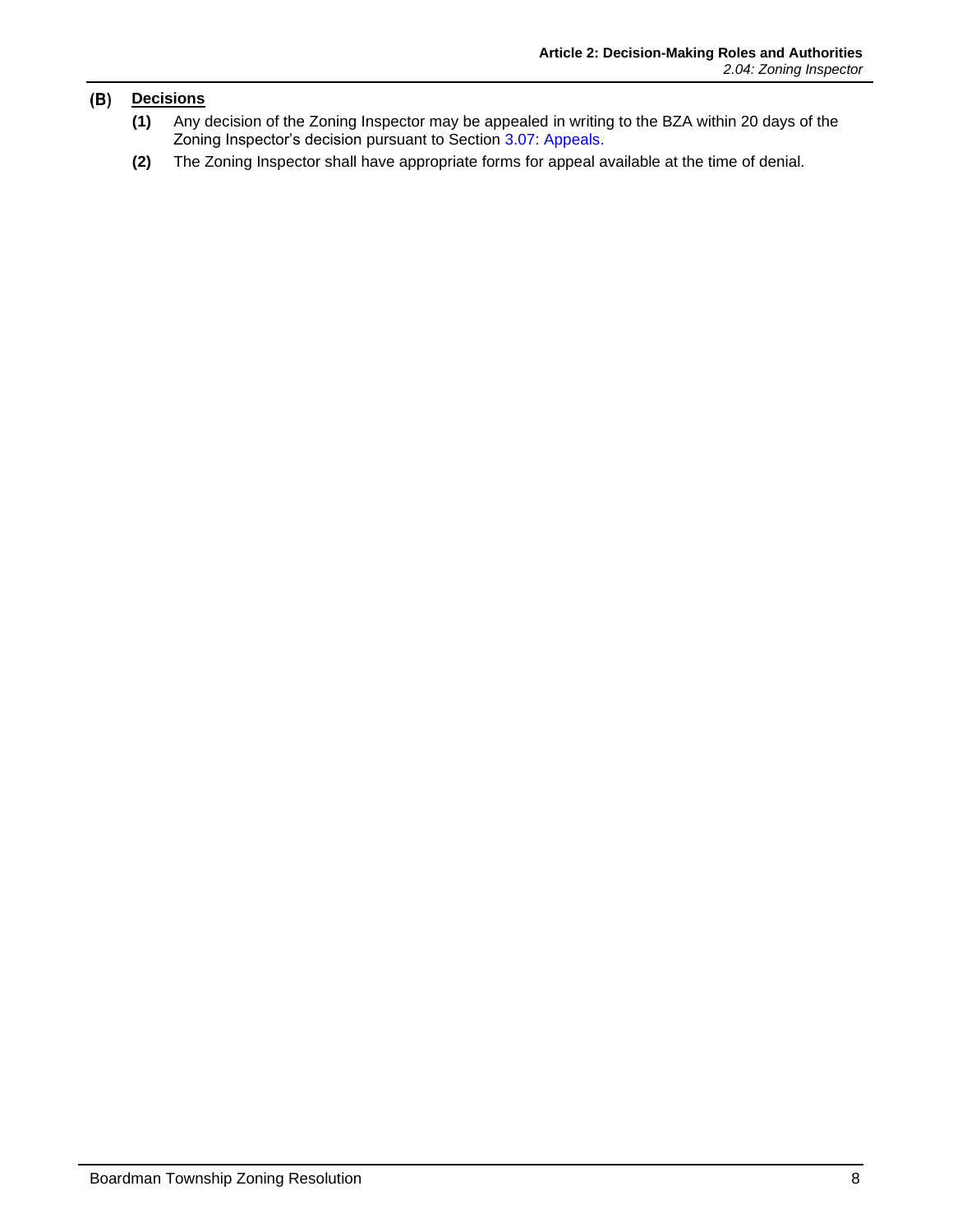**(B) Decisions**

**(1)** Any decision of the Zoning Inspector may be appealed in writing to the BZA within 20 days of the Zoning Inspector's decision pursuant to Section 3.07: Appeals.

**(2)** The Zoning Inspector shall have appropriate forms for appeal available at the time of denial.